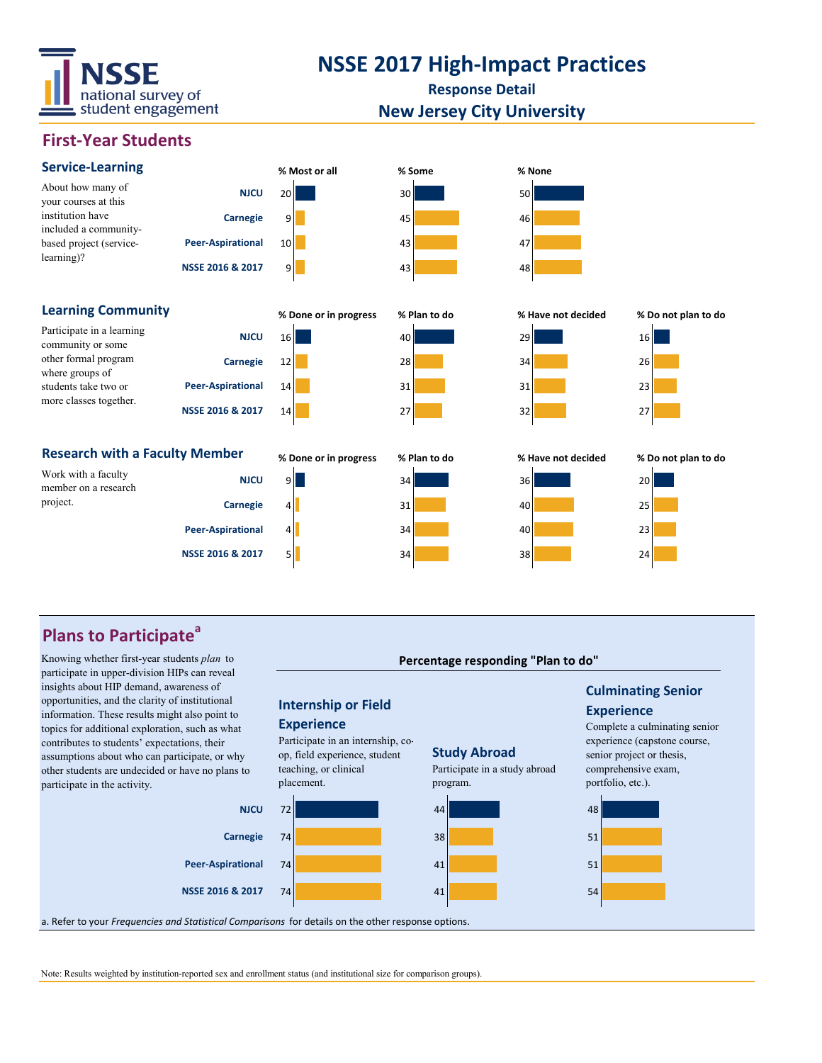# NSSE 2017 High-Impact Practices

**Response Detail**

**New Jersey City University**

## First-Year Students

### Service-Learning

About how many of your courses at this institution have included a community-based project (service-learning)?

| | % Most or all | % Some | % None |
|---|---|---|---|
| NJCU | 20 | 30 | 50 |
| Carnegie | 9 | 45 | 46 |
| Peer-Aspirational | 10 | 43 | 47 |
| NSSE 2016 & 2017 | 9 | 43 | 48 |

### Learning Community

Participate in a learning community or some other formal program where groups of students take two or more classes together.

| | % Done or in progress | % Plan to do | % Have not decided | % Do not plan to do |
|---|---|---|---|---|
| NJCU | 16 | 40 | 29 | 16 |
| Carnegie | 12 | 28 | 34 | 26 |
| Peer-Aspirational | 14 | 31 | 31 | 23 |
| NSSE 2016 & 2017 | 14 | 27 | 32 | 27 |

### Research with a Faculty Member

Work with a faculty member on a research project.

| | % Done or in progress | % Plan to do | % Have not decided | % Do not plan to do |
|---|---|---|---|---|
| NJCU | 9 | 34 | 36 | 20 |
| Carnegie | 4 | 31 | 40 | 25 |
| Peer-Aspirational | 4 | 34 | 40 | 23 |
| NSSE 2016 & 2017 | 5 | 34 | 38 | 24 |

## Plans to Participate[a]

Knowing whether first-year students *plan* to participate in upper-division HIPs can reveal insights about HIP demand, awareness of opportunities, and the clarity of institutional information. These results might also point to topics for additional exploration, such as what contributes to students' expectations, their assumptions about who can participate, or why other students are undecided or have no plans to participate in the activity.

**Percentage responding "Plan to do"**

**Internship or Field Experience**: Participate in an internship, co-op, field experience, student teaching, or clinical placement.

**Study Abroad**: Participate in a study abroad program.

**Culminating Senior Experience**: Complete a culminating senior experience (capstone course, senior project or thesis, comprehensive exam, portfolio, etc.).

| | Internship or Field Experience | Study Abroad | Culminating Senior Experience |
|---|---|---|---|
| NJCU | 72 | 44 | 48 |
| Carnegie | 74 | 38 | 51 |
| Peer-Aspirational | 74 | 41 | 51 |
| NSSE 2016 & 2017 | 74 | 41 | 54 |

a. Refer to your *Frequencies and Statistical Comparisons* for details on the other response options.

Note: Results weighted by institution-reported sex and enrollment status (and institutional size for comparison groups).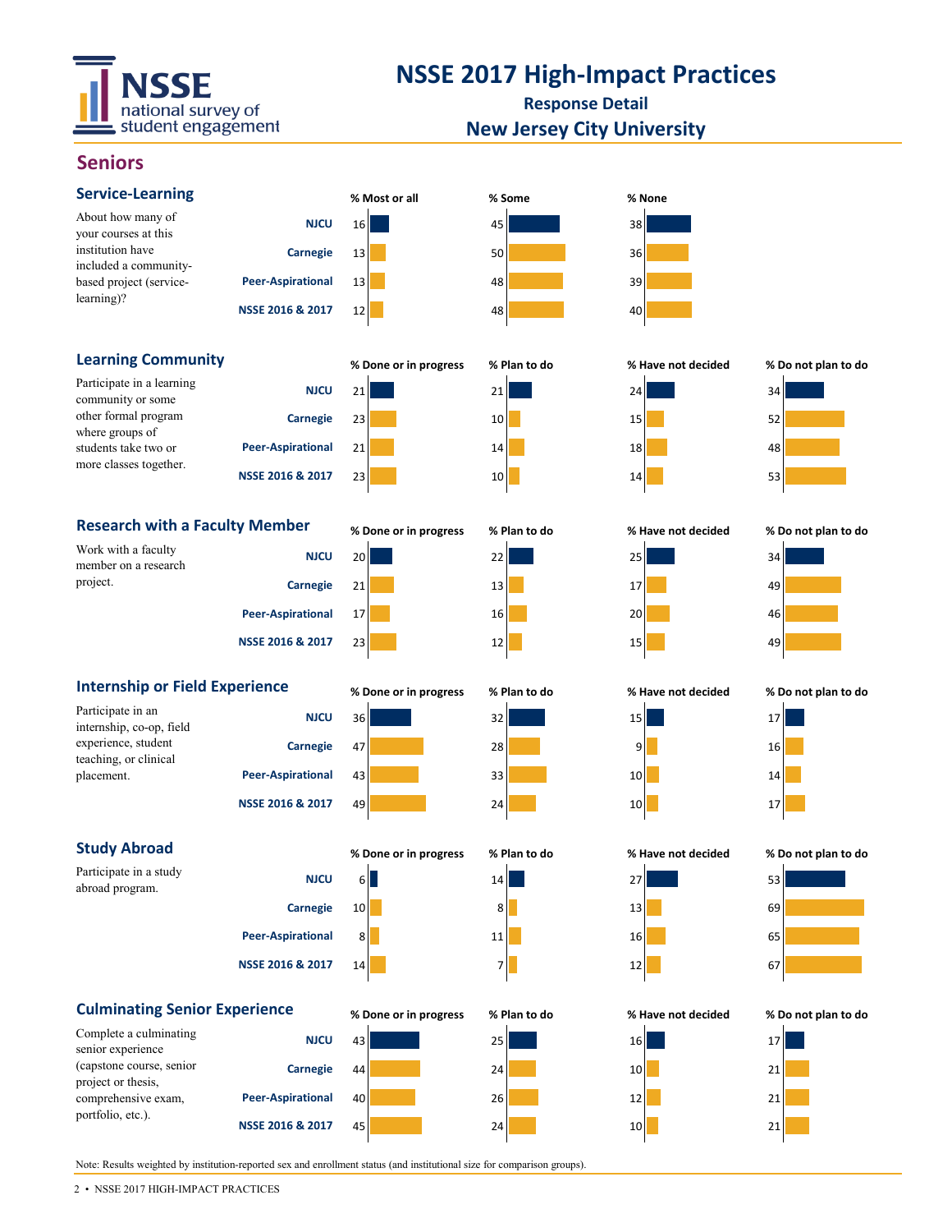# NSSE 2017 High-Impact Practices

**Response Detail**

**New Jersey City University**

## Seniors

### Service-Learning

About how many of your courses at this institution have included a community-based project (service-learning)?

| | % Most or all | % Some | % None |
|---|---|---|---|
| NJCU | 16 | 45 | 38 |
| Carnegie | 13 | 50 | 36 |
| Peer-Aspirational | 13 | 48 | 39 |
| NSSE 2016 & 2017 | 12 | 48 | 40 |

### Learning Community

Participate in a learning community or some other formal program where groups of students take two or more classes together.

| | % Done or in progress | % Plan to do | % Have not decided | % Do not plan to do |
|---|---|---|---|---|
| NJCU | 21 | 21 | 24 | 34 |
| Carnegie | 23 | 10 | 15 | 52 |
| Peer-Aspirational | 21 | 14 | 18 | 48 |
| NSSE 2016 & 2017 | 23 | 10 | 14 | 53 |

### Research with a Faculty Member

Work with a faculty member on a research project.

| | % Done or in progress | % Plan to do | % Have not decided | % Do not plan to do |
|---|---|---|---|---|
| NJCU | 20 | 22 | 25 | 34 |
| Carnegie | 21 | 13 | 17 | 49 |
| Peer-Aspirational | 17 | 16 | 20 | 46 |
| NSSE 2016 & 2017 | 23 | 12 | 15 | 49 |

### Internship or Field Experience

Participate in an internship, co-op, field experience, student teaching, or clinical placement.

| | % Done or in progress | % Plan to do | % Have not decided | % Do not plan to do |
|---|---|---|---|---|
| NJCU | 36 | 32 | 15 | 17 |
| Carnegie | 47 | 28 | 9 | 16 |
| Peer-Aspirational | 43 | 33 | 10 | 14 |
| NSSE 2016 & 2017 | 49 | 24 | 10 | 17 |

### Study Abroad

Participate in a study abroad program.

| | % Done or in progress | % Plan to do | % Have not decided | % Do not plan to do |
|---|---|---|---|---|
| NJCU | 6 | 14 | 27 | 53 |
| Carnegie | 10 | 8 | 13 | 69 |
| Peer-Aspirational | 8 | 11 | 16 | 65 |
| NSSE 2016 & 2017 | 14 | 7 | 12 | 67 |

### Culminating Senior Experience

Complete a culminating senior experience (capstone course, senior project or thesis, comprehensive exam, portfolio, etc.).

| | % Done or in progress | % Plan to do | % Have not decided | % Do not plan to do |
|---|---|---|---|---|
| NJCU | 43 | 25 | 16 | 17 |
| Carnegie | 44 | 24 | 10 | 21 |
| Peer-Aspirational | 40 | 26 | 12 | 21 |
| NSSE 2016 & 2017 | 45 | 24 | 10 | 21 |

Note: Results weighted by institution-reported sex and enrollment status (and institutional size for comparison groups).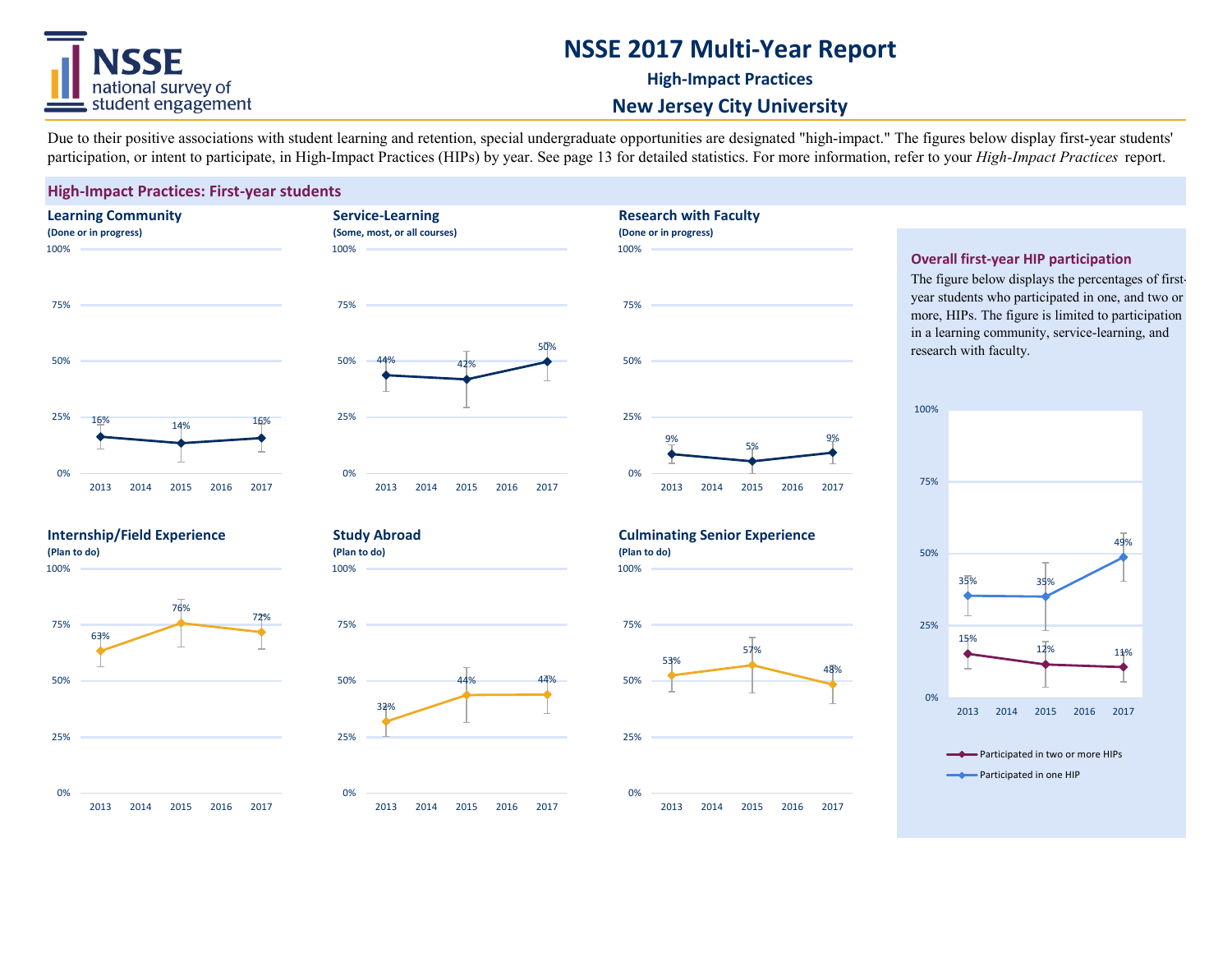# NSSE 2017 Multi-Year Report

## High-Impact Practices

## New Jersey City University

Due to their positive associations with student learning and retention, special undergraduate opportunities are designated "high-impact." The figures below display first-year students' participation, or intent to participate, in High-Impact Practices (HIPs) by year. See page 13 for detailed statistics. For more information, refer to your *High-Impact Practices* report.

### High-Impact Practices: First-year students

**Learning Community**
**(Done or in progress)**

| Year | 2013 | 2015 | 2017 |
|---|---|---|---|
| % | 16% | 14% | 16% |

**Service-Learning**
**(Some, most, or all courses)**

| Year | 2013 | 2015 | 2017 |
|---|---|---|---|
| % | 44% | 42% | 50% |

**Research with Faculty**
**(Done or in progress)**

| Year | 2013 | 2015 | 2017 |
|---|---|---|---|
| % | 9% | 5% | 9% |

**Internship/Field Experience**
**(Plan to do)**

| Year | 2013 | 2015 | 2017 |
|---|---|---|---|
| % | 63% | 76% | 72% |

**Study Abroad**
**(Plan to do)**

| Year | 2013 | 2015 | 2017 |
|---|---|---|---|
| % | 32% | 44% | 44% |

**Culminating Senior Experience**
**(Plan to do)**

| Year | 2013 | 2015 | 2017 |
|---|---|---|---|
| % | 53% | 57% | 48% |

### Overall first-year HIP participation

The figure below displays the percentages of first-year students who participated in one, and two or more, HIPs. The figure is limited to participation in a learning community, service-learning, and research with faculty.

| Year | 2013 | 2015 | 2017 |
|---|---|---|---|
| Participated in two or more HIPs | 15% | 12% | 11% |
| Participated in one HIP | 35% | 35% | 49% |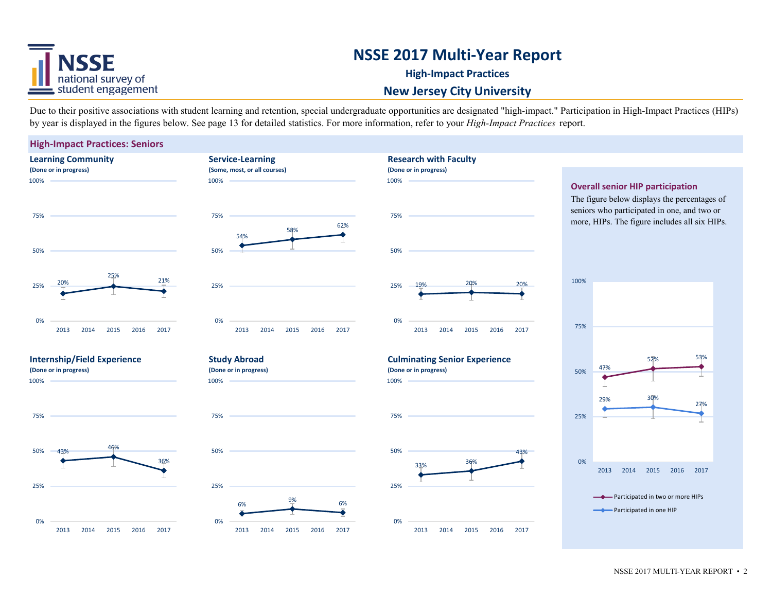# NSSE 2017 Multi-Year Report

**High-Impact Practices**

**New Jersey City University**

Due to their positive associations with student learning and retention, special undergraduate opportunities are designated "high-impact." Participation in High-Impact Practices (HIPs) by year is displayed in the figures below. See page 13 for detailed statistics. For more information, refer to your *High-Impact Practices* report.

## High-Impact Practices: Seniors

**Learning Community**
**(Done or in progress)**

100%
75%
50%
25%
0%
2013 2014 2015 2016 2017
20% 25% 21%

**Service-Learning**
**(Some, most, or all courses)**

100%
75%
50%
25%
0%
2013 2014 2015 2016 2017
54% 58% 62%

**Research with Faculty**
**(Done or in progress)**

100%
75%
50%
25%
0%
2013 2014 2015 2016 2017
19% 20% 20%

**Internship/Field Experience**
**(Done or in progress)**

100%
75%
50%
25%
0%
2013 2014 2015 2016 2017
43% 46% 36%

**Study Abroad**
**(Done or in progress)**

100%
75%
50%
25%
0%
2013 2014 2015 2016 2017
6% 9% 6%

**Culminating Senior Experience**
**(Done or in progress)**

100%
75%
50%
25%
0%
2013 2014 2015 2016 2017
33% 36% 43%

### Overall senior HIP participation

The figure below displays the percentages of seniors who participated in one, and two or more, HIPs. The figure includes all six HIPs.

100%
75%
50%
25%
0%
2013 2014 2015 2016 2017
47% 52% 53%
29% 30% 27%

Participated in two or more HIPs
Participated in one HIP